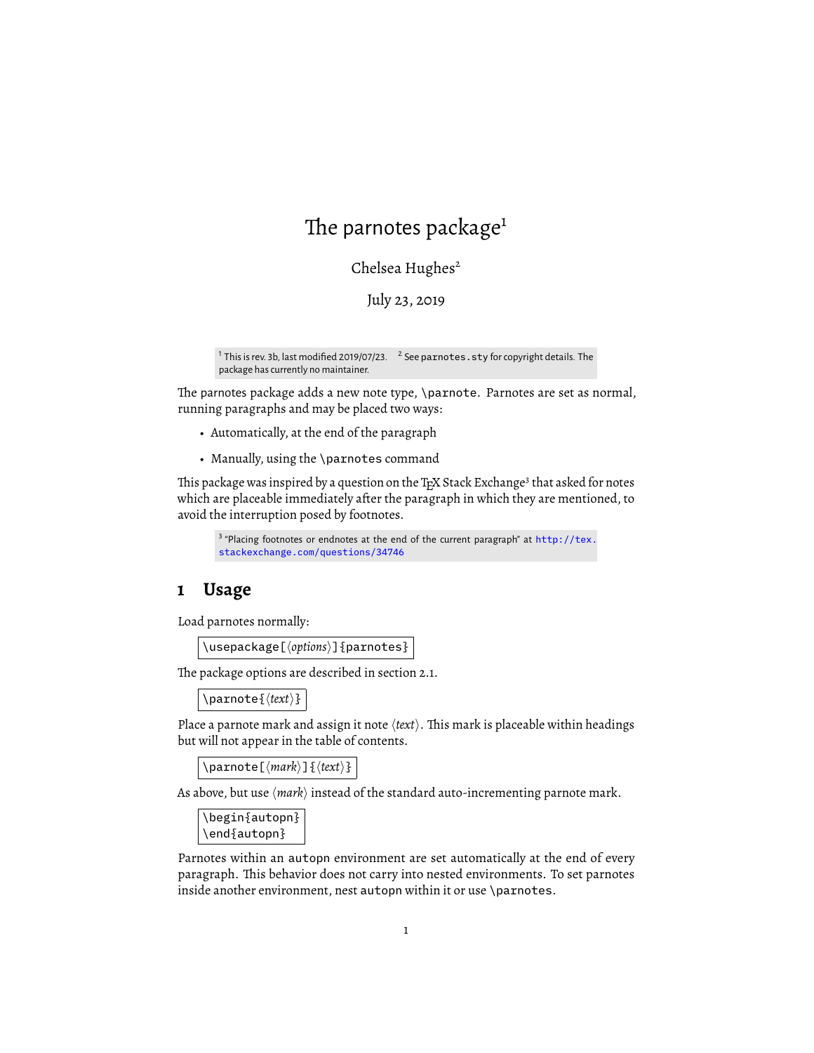# The parnotes package[1]

Chelsea Hughes[2]

July 23, 2019

[1] This is rev. 3b, last modified 2019/07/23. [2] See `parnotes.sty` for copyright details. The package has currently no maintainer.

The parnotes package adds a new note type, `\parnote`. Parnotes are set as normal, running paragraphs and may be placed two ways:

- Automatically, at the end of the paragraph
- Manually, using the `\parnotes` command

This package was inspired by a question on the TeX Stack Exchange[3] that asked for notes which are placeable immediately after the paragraph in which they are mentioned, to avoid the interruption posed by footnotes.

[3] "Placing footnotes or endnotes at the end of the current paragraph" at http://tex.stackexchange.com/questions/34746

## 1 Usage

Load parnotes normally:

```
\usepackage[⟨options⟩]{parnotes}
```

The package options are described in section 2.1.

```
\parnote{⟨text⟩}
```

Place a parnote mark and assign it note ⟨*text*⟩. This mark is placeable within headings but will not appear in the table of contents.

```
\parnote[⟨mark⟩]{⟨text⟩}
```

As above, but use ⟨*mark*⟩ instead of the standard auto-incrementing parnote mark.

```
\begin{autopn}
\end{autopn}
```

Parnotes within an `autopn` environment are set automatically at the end of every paragraph. This behavior does not carry into nested environments. To set parnotes inside another environment, nest `autopn` within it or use `\parnotes`.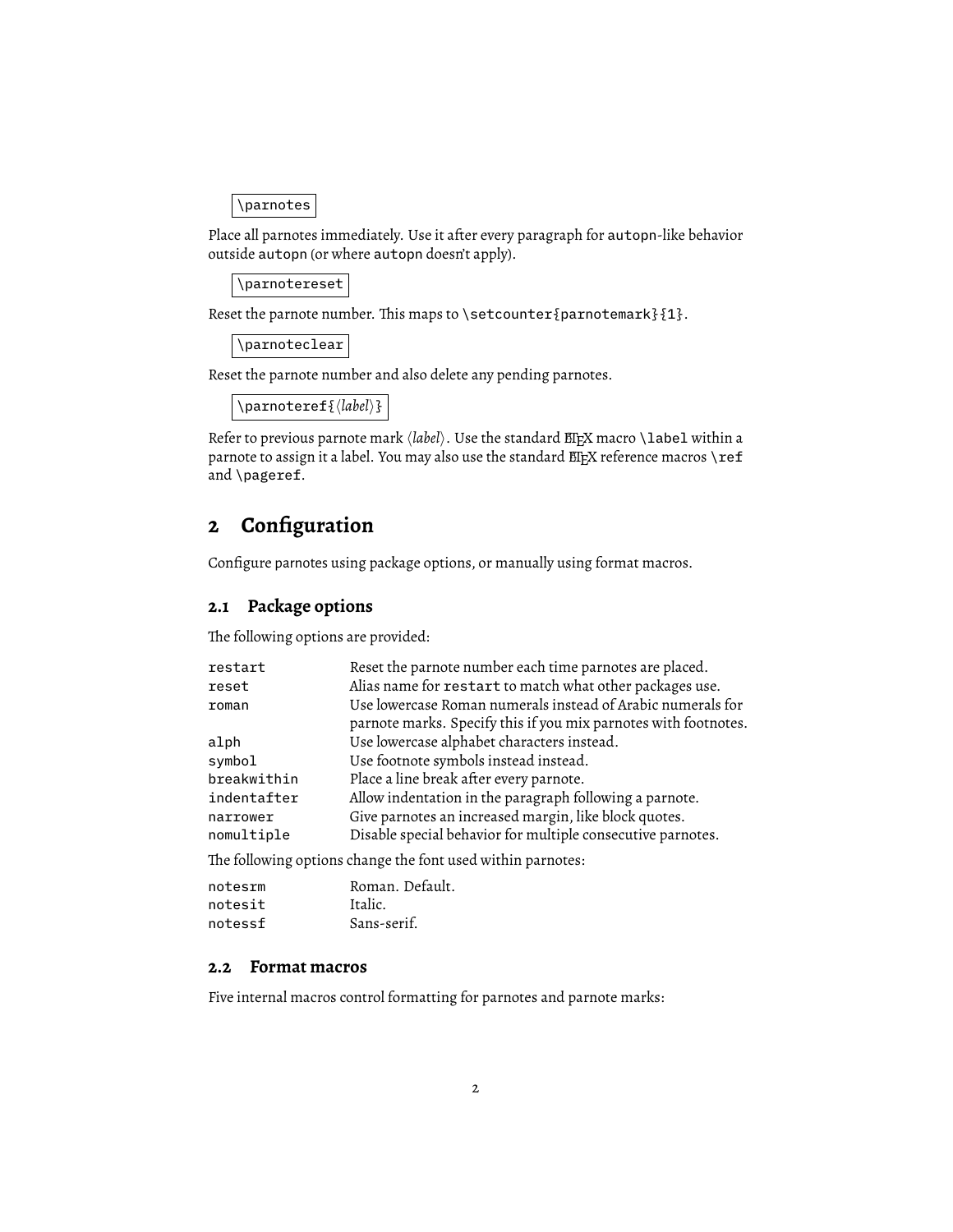`\parnotes`

Place all parnotes immediately. Use it after every paragraph for `autopn`-like behavior outside `autopn` (or where `autopn` doesn't apply).

`\parnotereset`

Reset the parnote number. This maps to `\setcounter{parnotemark}{1}`.

`\parnoteclear`

Reset the parnote number and also delete any pending parnotes.

`\parnoteref{⟨label⟩}`

Refer to previous parnote mark ⟨*label*⟩. Use the standard LaTeX macro `\label` within a parnote to assign it a label. You may also use the standard LaTeX reference macros `\ref` and `\pageref`.

# 2 Configuration

Configure parnotes using package options, or manually using format macros.

## 2.1 Package options

The following options are provided:

| | |
|---|---|
| `restart` | Reset the parnote number each time parnotes are placed. |
| `reset` | Alias name for `restart` to match what other packages use. |
| `roman` | Use lowercase Roman numerals instead of Arabic numerals for parnote marks. Specify this if you mix parnotes with footnotes. |
| `alph` | Use lowercase alphabet characters instead. |
| `symbol` | Use footnote symbols instead instead. |
| `breakwithin` | Place a line break after every parnote. |
| `indentafter` | Allow indentation in the paragraph following a parnote. |
| `narrower` | Give parnotes an increased margin, like block quotes. |
| `nomultiple` | Disable special behavior for multiple consecutive parnotes. |

The following options change the font used within parnotes:

| | |
|---|---|
| `notesrm` | Roman. Default. |
| `notesit` | Italic. |
| `notessf` | Sans-serif. |

## 2.2 Format macros

Five internal macros control formatting for parnotes and parnote marks: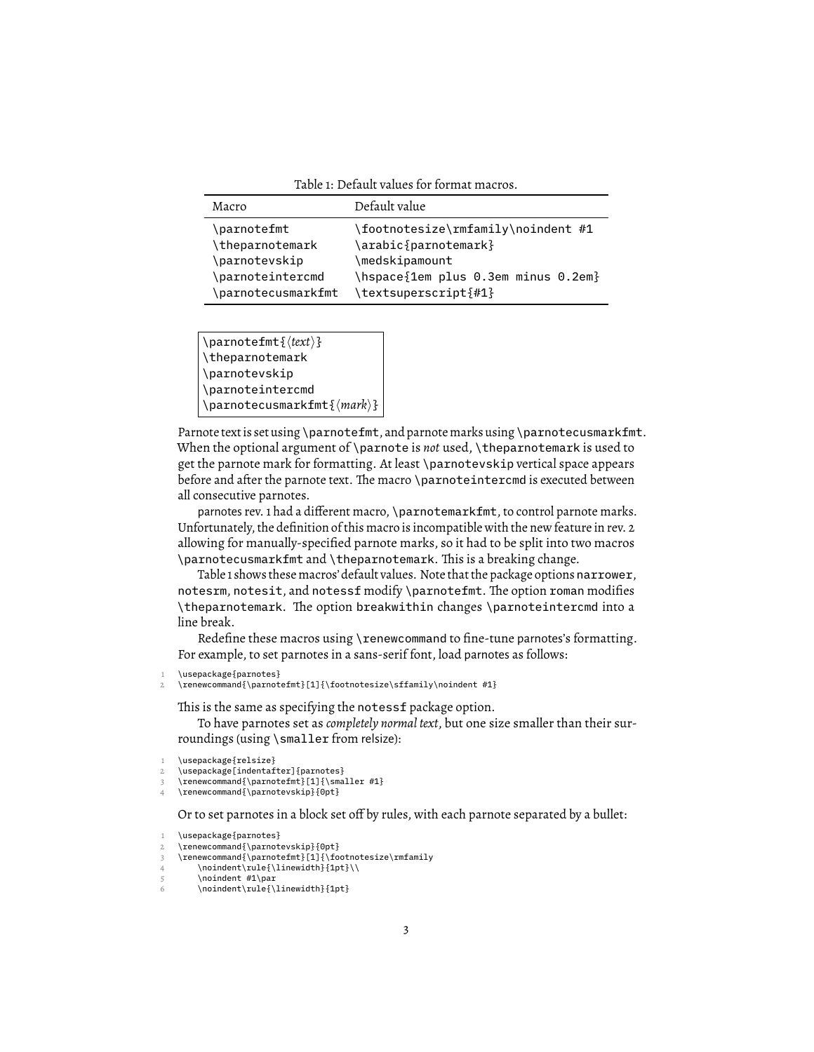Table 1: Default values for format macros.

| Macro | Default value |
| --- | --- |
| `\parnotefmt` | `\footnotesize\rmfamily\noindent #1` |
| `\theparnotemark` | `\arabic{parnotemark}` |
| `\parnotevskip` | `\medskipamount` |
| `\parnoteintercmd` | `\hspace{1em plus 0.3em minus 0.2em}` |
| `\parnotecusmarkfmt` | `\textsuperscript{#1}` |

```
\parnotefmt{⟨text⟩}
\theparnotemark
\parnotevskip
\parnoteintercmd
\parnotecusmarkfmt{⟨mark⟩}
```

Parnote text is set using `\parnotefmt`, and parnote marks using `\parnotecusmarkfmt`. When the optional argument of `\parnote` is *not* used, `\theparnotemark` is used to get the parnote mark for formatting. At least `\parnotevskip` vertical space appears before and after the parnote text. The macro `\parnoteintercmd` is executed between all consecutive parnotes.

parnotes rev. 1 had a different macro, `\parnotemarkfmt`, to control parnote marks. Unfortunately, the definition of this macro is incompatible with the new feature in rev. 2 allowing for manually-specified parnote marks, so it had to be split into two macros `\parnotecusmarkfmt` and `\theparnotemark`. This is a breaking change.

Table 1 shows these macros' default values. Note that the package options `narrower`, `notesrm`, `notesit`, and `notessf` modify `\parnotefmt`. The option `roman` modifies `\theparnotemark`. The option `breakwithin` changes `\parnoteintercmd` into a line break.

Redefine these macros using `\renewcommand` to fine-tune parnotes's formatting. For example, to set parnotes in a sans-serif font, load parnotes as follows:

```
\usepackage{parnotes}
\renewcommand{\parnotefmt}[1]{\footnotesize\sffamily\noindent #1}
```

This is the same as specifying the `notessf` package option.

To have parnotes set as *completely normal text*, but one size smaller than their surroundings (using `\smaller` from relsize):

```
\usepackage{relsize}
\usepackage[indentafter]{parnotes}
\renewcommand{\parnotefmt}[1]{\smaller #1}
\renewcommand{\parnotevskip}{0pt}
```

Or to set parnotes in a block set off by rules, with each parnote separated by a bullet:

```
\usepackage{parnotes}
\renewcommand{\parnotevskip}{0pt}
\renewcommand{\parnotefmt}[1]{\footnotesize\rmfamily
    \noindent\rule{\linewidth}{1pt}\\
    \noindent #1\par
    \noindent\rule{\linewidth}{1pt}
```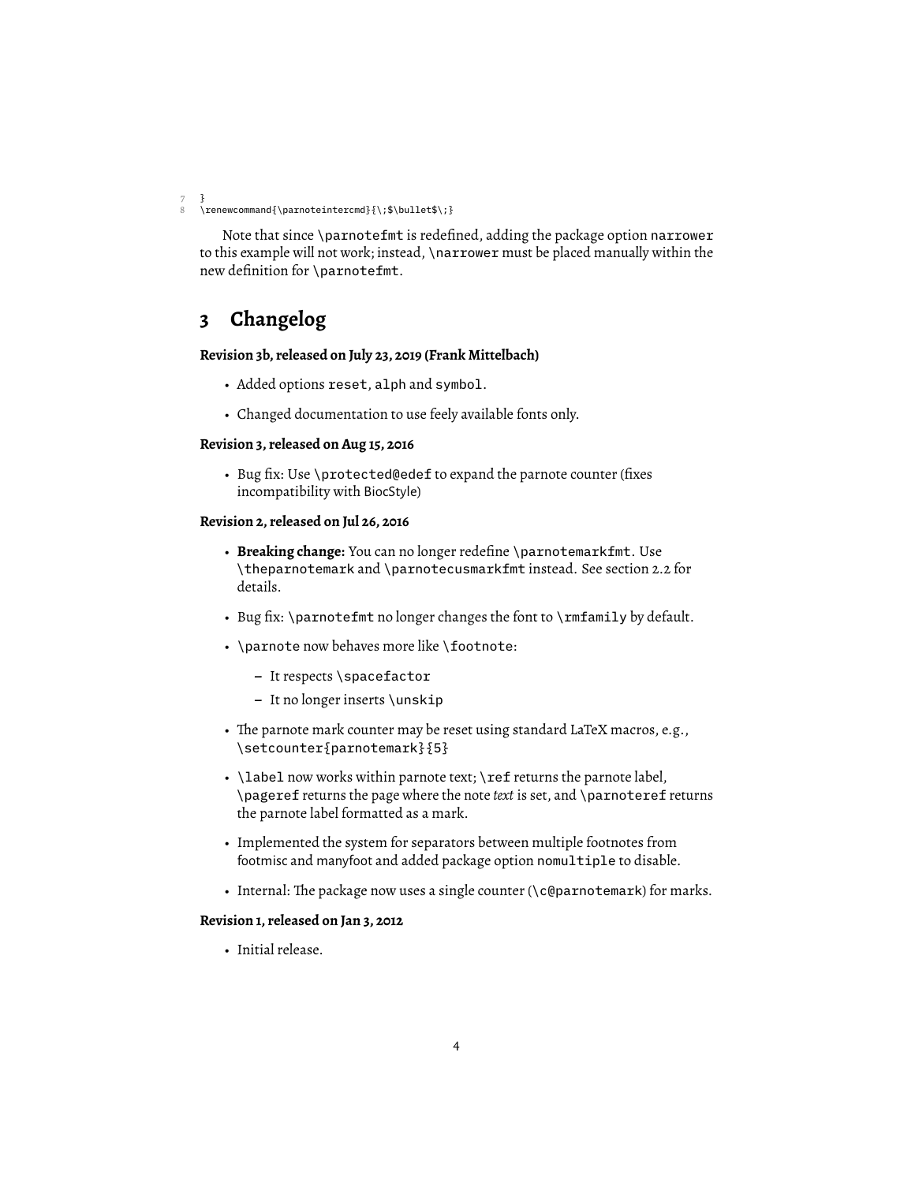```
7 }
8 \renewcommand{\parnoteintercmd}{\;$\bullet$\;}
```

Note that since \parnotefmt is redefined, adding the package option narrower to this example will not work; instead, \narrower must be placed manually within the new definition for \parnotefmt.

## 3 Changelog

**Revision 3b, released on July 23, 2019 (Frank Mittelbach)**

- Added options reset, alph and symbol.
- Changed documentation to use feely available fonts only.

**Revision 3, released on Aug 15, 2016**

- Bug fix: Use \protected@edef to expand the parnote counter (fixes incompatibility with BiocStyle)

**Revision 2, released on Jul 26, 2016**

- **Breaking change:** You can no longer redefine \parnotemarkfmt. Use \theparnotemark and \parnotecusmarkfmt instead. See section 2.2 for details.
- Bug fix: \parnotefmt no longer changes the font to \rmfamily by default.
- \parnote now behaves more like \footnote:
  - It respects \spacefactor
  - It no longer inserts \unskip
- The parnote mark counter may be reset using standard LaTeX macros, e.g., \setcounter{parnotemark}{5}
- \label now works within parnote text; \ref returns the parnote label, \pageref returns the page where the note *text* is set, and \parnoteref returns the parnote label formatted as a mark.
- Implemented the system for separators between multiple footnotes from footmisc and manyfoot and added package option nomultiple to disable.
- Internal: The package now uses a single counter (\c@parnotemark) for marks.

**Revision 1, released on Jan 3, 2012**

- Initial release.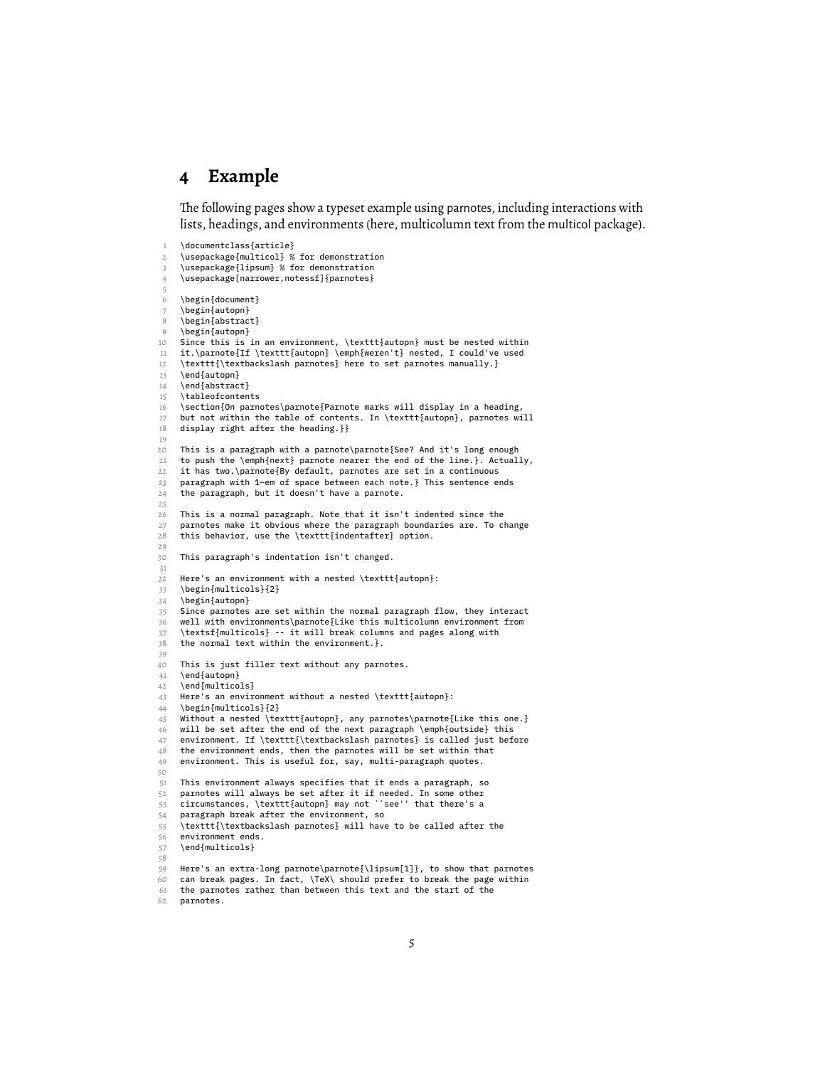# 4 Example

The following pages show a typeset example using parnotes, including interactions with lists, headings, and environments (here, multicolumn text from the multicol package).

```
\documentclass{article}
\usepackage{multicol} % for demonstration
\usepackage{lipsum} % for demonstration
\usepackage[narrower,notessf]{parnotes}

\begin{document}
\begin{autopn}
\begin{abstract}
\begin{autopn}
Since this is in an environment, \texttt{autopn} must be nested within
it.\parnote{If \texttt{autopn} \emph{weren't} nested, I could've used
\texttt{\textbackslash parnotes} here to set parnotes manually.}
\end{autopn}
\end{abstract}
\tableofcontents
\section{On parnotes\parnote{Parnote marks will display in a heading,
but not within the table of contents. In \texttt{autopn}, parnotes will
display right after the heading.}}

This is a paragraph with a parnote\parnote{See? And it's long enough
to push the \emph{next} parnote nearer the end of the line.}. Actually,
it has two.\parnote{By default, parnotes are set in a continuous
paragraph with 1~em of space between each note.} This sentence ends
the paragraph, but it doesn't have a parnote.

This is a normal paragraph. Note that it isn't indented since the
parnotes make it obvious where the paragraph boundaries are. To change
this behavior, use the \texttt{indentafter} option.

This paragraph's indentation isn't changed.

Here's an environment with a nested \texttt{autopn}:
\begin{multicols}{2}
\begin{autopn}
Since parnotes are set within the normal paragraph flow, they interact
well with environments\parnote{Like this multicolumn environment from
\textsf{multicols} -- it will break columns and pages along with
the normal text within the environment.}.

This is just filler text without any parnotes.
\end{autopn}
\end{multicols}
Here's an environment without a nested \texttt{autopn}:
\begin{multicols}{2}
Without a nested \texttt{autopn}, any parnotes\parnote{Like this one.}
will be set after the end of the next paragraph \emph{outside} this
environment. If \texttt{\textbackslash parnotes} is called just before
the environment ends, then the parnotes will be set within that
environment. This is useful for, say, multi-paragraph quotes.

This environment always specifies that it ends a paragraph, so
parnotes will always be set after it if needed. In some other
circumstances, \texttt{autopn} may not ``see'' that there's a
paragraph break after the environment, so
\texttt{\textbackslash parnotes} will have to be called after the
environment ends.
\end{multicols}

Here's an extra-long parnote\parnote{\lipsum[1]}, to show that parnotes
can break pages. In fact, \TeX\ should prefer to break the page within
the parnotes rather than between this text and the start of the
parnotes.
```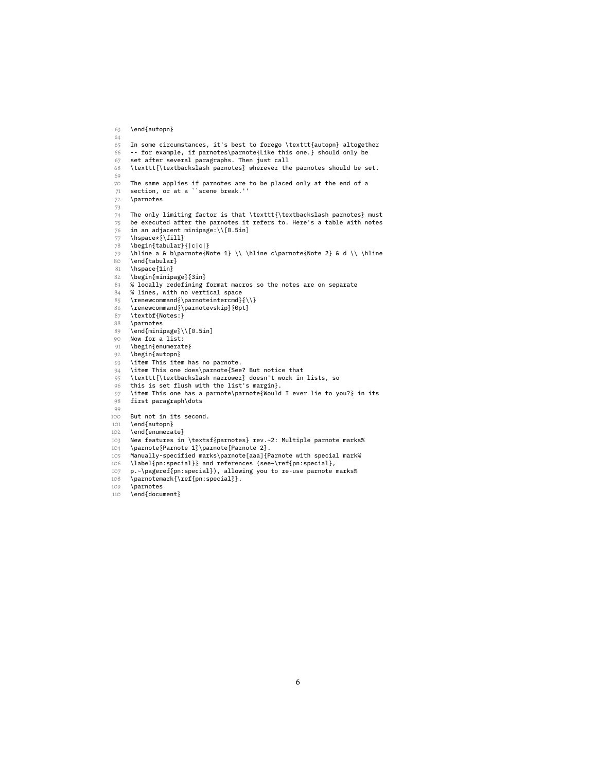```
63  \end{autopn}
64
65  In some circumstances, it's best to forego \texttt{autopn} altogether
66  -- for example, if parnotes\parnote{Like this one.} should only be
67  set after several paragraphs. Then just call
68  \texttt{\textbackslash parnotes} wherever the parnotes should be set.
69
70  The same applies if parnotes are to be placed only at the end of a
71  section, or at a ``scene break.''
72  \parnotes
73
74  The only limiting factor is that \texttt{\textbackslash parnotes} must
75  be executed after the parnotes it refers to. Here's a table with notes
76  in an adjacent minipage:\\[0.5in]
77  \hspace*{\fill}
78  \begin{tabular}{|c|c|}
79  \hline a & b\parnote{Note 1} \\ \hline c\parnote{Note 2} & d \\ \hline
80  \end{tabular}
81  \hspace{1in}
82  \begin{minipage}{3in}
83  % locally redefining format macros so the notes are on separate
84  % lines, with no vertical space
85  \renewcommand{\parnoteintercmd}{\\}
86  \renewcommand{\parnotevskip}{0pt}
87  \textbf{Notes:}
88  \parnotes
89  \end{minipage}\\[0.5in]
90  Now for a list:
91  \begin{enumerate}
92  \begin{autopn}
93  \item This item has no parnote.
94  \item This one does\parnote{See? But notice that
95  \texttt{\textbackslash narrower} doesn't work in lists, so
96  this is set flush with the list's margin}.
97  \item This one has a parnote\parnote{Would I ever lie to you?} in its
98  first paragraph\dots
99
100 But not in its second.
101 \end{autopn}
102 \end{enumerate}
103 New features in \textsf{parnotes} rev.~2: Multiple parnote marks%
104 \parnote{Parnote 1}\parnote{Parnote 2}.
105 Manually-specified marks\parnote[aaa]{Parnote with special mark%
106 \label{pn:special}} and references (see~\ref{pn:special},
107 p.~\pageref{pn:special}), allowing you to re-use parnote marks%
108 \parnotemark{\ref{pn:special}}.
109 \parnotes
110 \end{document}
```